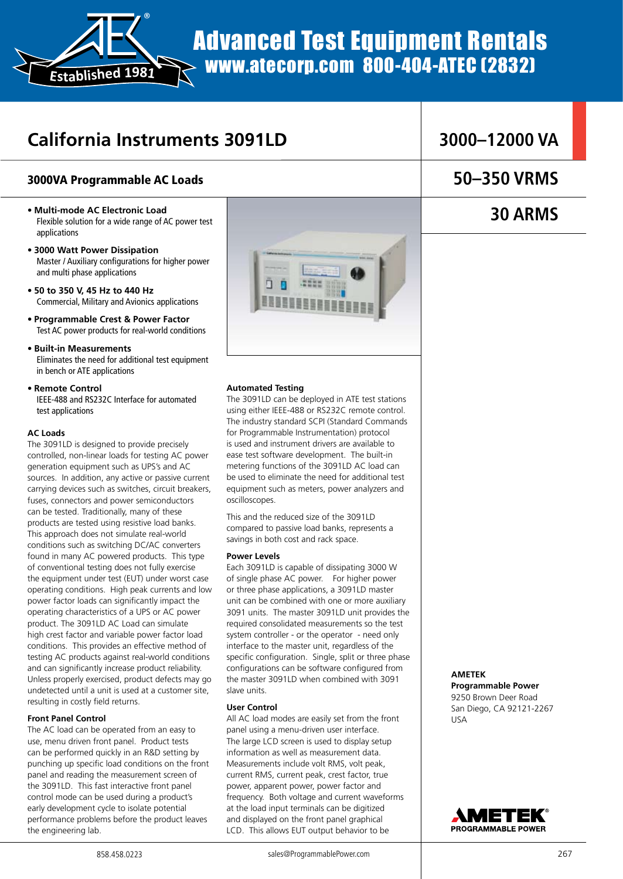# Advanced Test Equipment Rentals
www.atecorp.com 800-404-ATEC (2832)

## California Instruments 3091LD

**3000–12000 VA**

**50–350 VRMS**

**30 ARMS**

### 3000VA Programmable AC Loads

- **Multi-mode AC Electronic Load**
  Flexible solution for a wide range of AC power test applications
- **3000 Watt Power Dissipation**
  Master / Auxiliary configurations for higher power and multi phase applications
- **50 to 350 V, 45 Hz to 440 Hz**
  Commercial, Military and Avionics applications
- **Programmable Crest & Power Factor**
  Test AC power products for real-world conditions
- **Built-in Measurements**
  Eliminates the need for additional test equipment in bench or ATE applications
- **Remote Control**
  IEEE-488 and RS232C Interface for automated test applications

#### AC Loads

The 3091LD is designed to provide precisely controlled, non-linear loads for testing AC power generation equipment such as UPS's and AC sources. In addition, any active or passive current carrying devices such as switches, circuit breakers, fuses, connectors and power semiconductors can be tested. Traditionally, many of these products are tested using resistive load banks. This approach does not simulate real-world conditions such as switching DC/AC converters found in many AC powered products. This type of conventional testing does not fully exercise the equipment under test (EUT) under worst case operating conditions. High peak currents and low power factor loads can significantly impact the operating characteristics of a UPS or AC power product. The 3091LD AC Load can simulate high crest factor and variable power factor load conditions. This provides an effective method of testing AC products against real-world conditions and can significantly increase product reliability. Unless properly exercised, product defects may go undetected until a unit is used at a customer site, resulting in costly field returns.

#### Front Panel Control

The AC load can be operated from an easy to use, menu driven front panel. Product tests can be performed quickly in an R&D setting by punching up specific load conditions on the front panel and reading the measurement screen of the 3091LD. This fast interactive front panel control mode can be used during a product's early development cycle to isolate potential performance problems before the product leaves the engineering lab.

#### Automated Testing

The 3091LD can be deployed in ATE test stations using either IEEE-488 or RS232C remote control. The industry standard SCPI (Standard Commands for Programmable Instrumentation) protocol is used and instrument drivers are available to ease test software development. The built-in metering functions of the 3091LD AC load can be used to eliminate the need for additional test equipment such as meters, power analyzers and oscilloscopes.

This and the reduced size of the 3091LD compared to passive load banks, represents a savings in both cost and rack space.

#### Power Levels

Each 3091LD is capable of dissipating 3000 W of single phase AC power. For higher power or three phase applications, a 3091LD master unit can be combined with one or more auxiliary 3091 units. The master 3091LD unit provides the required consolidated measurements so the test system controller - or the operator - need only interface to the master unit, regardless of the specific configuration. Single, split or three phase configurations can be software configured from the master 3091LD when combined with 3091 slave units.

#### User Control

All AC load modes are easily set from the front panel using a menu-driven user interface. The large LCD screen is used to display setup information as well as measurement data. Measurements include volt RMS, volt peak, current RMS, current peak, crest factor, true power, apparent power, power factor and frequency. Both voltage and current waveforms at the load input terminals can be digitized and displayed on the front panel graphical LCD. This allows EUT output behavior to be

**AMETEK**
**Programmable Power**
9250 Brown Deer Road
San Diego, CA 92121-2267
USA

AMETEK PROGRAMMABLE POWER

858.458.0223 sales@ProgrammablePower.com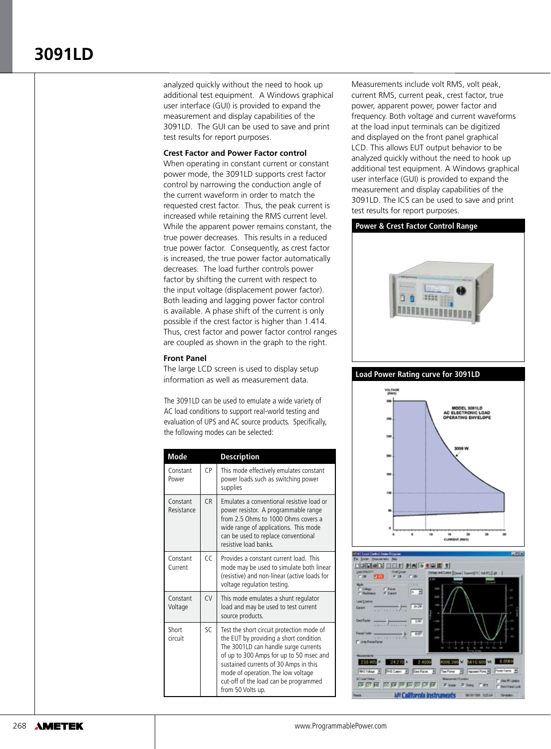# 3091LD

analyzed quickly without the need to hook up additional test equipment. A Windows graphical user interface (GUI) is provided to expand the measurement and display capabilities of the 3091LD. The GUI can be used to save and print test results for report purposes.

**Crest Factor and Power Factor control**

When operating in constant current or constant power mode, the 3091LD supports crest factor control by narrowing the conduction angle of the current waveform in order to match the requested crest factor. Thus, the peak current is increased while retaining the RMS current level. While the apparent power remains constant, the true power decreases. This results in a reduced true power factor. Consequently, as crest factor is increased, the true power factor automatically decreases. The load further controls power factor by shifting the current with respect to the input voltage (displacement power factor). Both leading and lagging power factor control is available. A phase shift of the current is only possible if the crest factor is higher than 1.414. Thus, crest factor and power factor control ranges are coupled as shown in the graph to the right.

**Front Panel**

The large LCD screen is used to display setup information as well as measurement data.

The 3091LD can be used to emulate a wide variety of AC load conditions to support real-world testing and evaluation of UPS and AC source products. Specifically, the following modes can be selected:

| Mode | | Description |
|---|---|---|
| Constant Power | CP | This mode effectively emulates constant power loads such as switching power supplies |
| Constant Resistance | CR | Emulates a conventional resistive load or power resistor. A programmable range from 2.5 Ohms to 1000 Ohms covers a wide range of applications. This mode can be used to replace conventional resistive load banks. |
| Constant Current | CC | Provides a constant current load. This mode may be used to simulate both linear (resistive) and non-linear (active loads for voltage regulation testing. |
| Constant Voltage | CV | This mode emulates a shunt regulator load and may be used to test current source products. |
| Short circuit | SC | Test the short circuit protection mode of the EUT by providing a short condition. The 3001LD can handle surge currents of up to 300 Amps for up to 50 msec and sustained currents of 30 Amps in this mode of operation. The low voltage cut-off of the load can be programmed from 50 Volts up. |

Measurements include volt RMS, volt peak, current RMS, current peak, crest factor, true power, apparent power, power factor and frequency. Both voltage and current waveforms at the load input terminals can be digitized and displayed on the front panel graphical LCD. This allows EUT output behavior to be analyzed quickly without the need to hook up additional test equipment. A Windows graphical user interface (GUI) is provided to expand the measurement and display capabilities of the 3091LD. The ICS can be used to save and print test results for report purposes.

**Power & Crest Factor Control Range**

**Load Power Rating curve for 3091LD**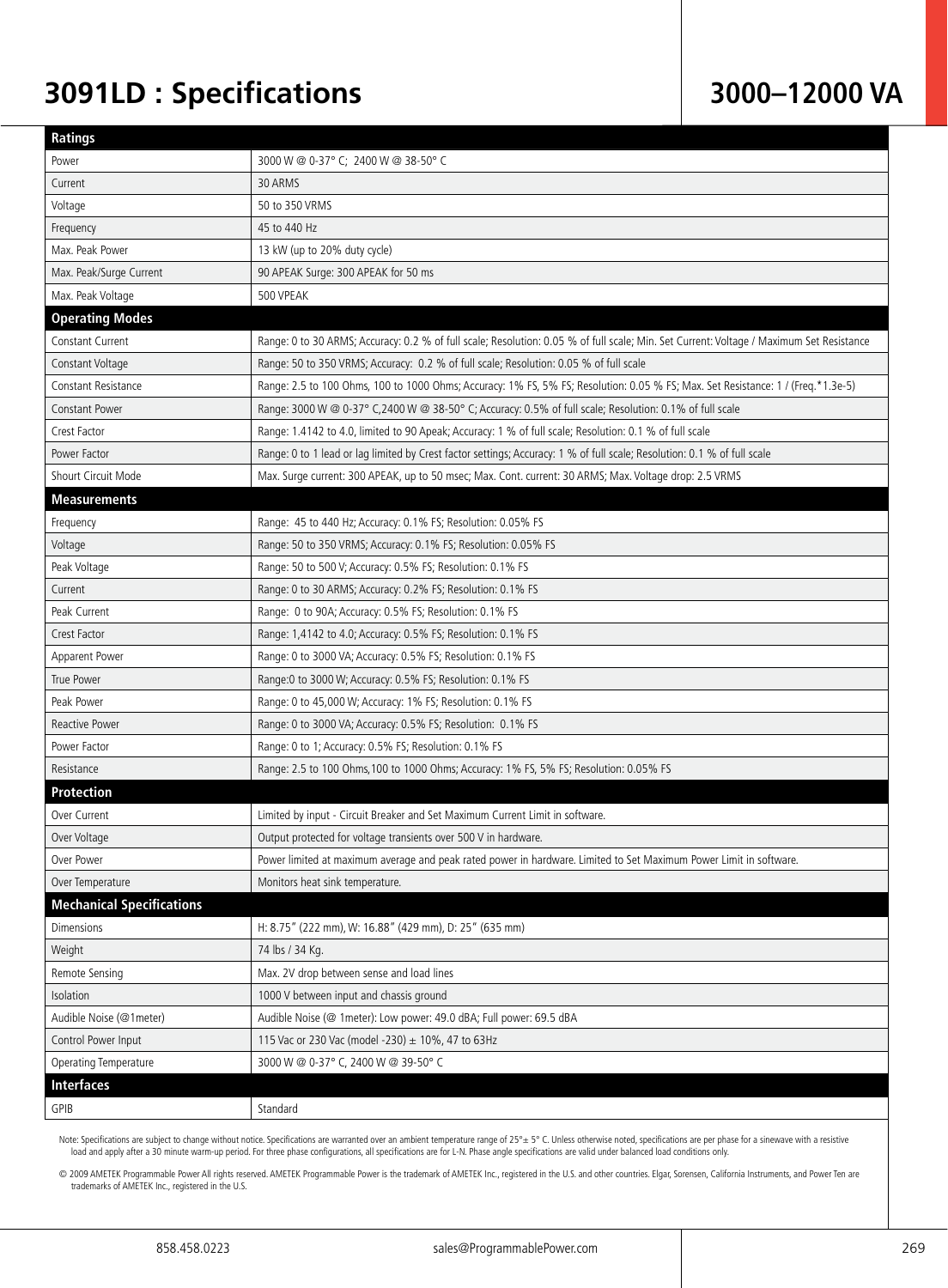# 3091LD : Specifications

## 3000–12000 VA

| Ratings | |
|---|---|
| Power | 3000 W @ 0-37° C; 2400 W @ 38-50° C |
| Current | 30 ARMS |
| Voltage | 50 to 350 VRMS |
| Frequency | 45 to 440 Hz |
| Max. Peak Power | 13 kW (up to 20% duty cycle) |
| Max. Peak/Surge Current | 90 APEAK Surge: 300 APEAK for 50 ms |
| Max. Peak Voltage | 500 VPEAK |
| **Operating Modes** | |
| Constant Current | Range: 0 to 30 ARMS; Accuracy: 0.2 % of full scale; Resolution: 0.05 % of full scale; Min. Set Current: Voltage / Maximum Set Resistance |
| Constant Voltage | Range: 50 to 350 VRMS; Accuracy: 0.2 % of full scale; Resolution: 0.05 % of full scale |
| Constant Resistance | Range: 2.5 to 100 Ohms, 100 to 1000 Ohms; Accuracy: 1% FS, 5% FS; Resolution: 0.05 % FS; Max. Set Resistance: 1 / (Freq.*1.3e-5) |
| Constant Power | Range: 3000 W @ 0-37° C,2400 W @ 38-50° C; Accuracy: 0.5% of full scale; Resolution: 0.1% of full scale |
| Crest Factor | Range: 1.4142 to 4.0, limited to 90 Apeak; Accuracy: 1 % of full scale; Resolution: 0.1 % of full scale |
| Power Factor | Range: 0 to 1 lead or lag limited by Crest factor settings; Accuracy: 1 % of full scale; Resolution: 0.1 % of full scale |
| Shourt Circuit Mode | Max. Surge current: 300 APEAK, up to 50 msec; Max. Cont. current: 30 ARMS; Max. Voltage drop: 2.5 VRMS |
| **Measurements** | |
| Frequency | Range: 45 to 440 Hz; Accuracy: 0.1% FS; Resolution: 0.05% FS |
| Voltage | Range: 50 to 350 VRMS; Accuracy: 0.1% FS; Resolution: 0.05% FS |
| Peak Voltage | Range: 50 to 500 V; Accuracy: 0.5% FS; Resolution: 0.1% FS |
| Current | Range: 0 to 30 ARMS; Accuracy: 0.2% FS; Resolution: 0.1% FS |
| Peak Current | Range: 0 to 90A; Accuracy: 0.5% FS; Resolution: 0.1% FS |
| Crest Factor | Range: 1,4142 to 4.0; Accuracy: 0.5% FS; Resolution: 0.1% FS |
| Apparent Power | Range: 0 to 3000 VA; Accuracy: 0.5% FS; Resolution: 0.1% FS |
| True Power | Range:0 to 3000 W; Accuracy: 0.5% FS; Resolution: 0.1% FS |
| Peak Power | Range: 0 to 45,000 W; Accuracy: 1% FS; Resolution: 0.1% FS |
| Reactive Power | Range: 0 to 3000 VA; Accuracy: 0.5% FS; Resolution: 0.1% FS |
| Power Factor | Range: 0 to 1; Accuracy: 0.5% FS; Resolution: 0.1% FS |
| Resistance | Range: 2.5 to 100 Ohms,100 to 1000 Ohms; Accuracy: 1% FS, 5% FS; Resolution: 0.05% FS |
| **Protection** | |
| Over Current | Limited by input - Circuit Breaker and Set Maximum Current Limit in software. |
| Over Voltage | Output protected for voltage transients over 500 V in hardware. |
| Over Power | Power limited at maximum average and peak rated power in hardware. Limited to Set Maximum Power Limit in software. |
| Over Temperature | Monitors heat sink temperature. |
| **Mechanical Specifications** | |
| Dimensions | H: 8.75" (222 mm), W: 16.88" (429 mm), D: 25" (635 mm) |
| Weight | 74 lbs / 34 Kg. |
| Remote Sensing | Max. 2V drop between sense and load lines |
| Isolation | 1000 V between input and chassis ground |
| Audible Noise (@1meter) | Audible Noise (@ 1meter): Low power: 49.0 dBA; Full power: 69.5 dBA |
| Control Power Input | 115 Vac or 230 Vac (model -230) ± 10%, 47 to 63Hz |
| Operating Temperature | 3000 W @ 0-37° C, 2400 W @ 39-50° C |
| **Interfaces** | |
| GPIB | Standard |

Note: Specifications are subject to change without notice. Specifications are warranted over an ambient temperature range of 25°± 5° C. Unless otherwise noted, specifications are per phase for a sinewave with a resistive load and apply after a 30 minute warm-up period. For three phase configurations, all specifications are for L-N. Phase angle specifications are valid under balanced load conditions only.

© 2009 AMETEK Programmable Power All rights reserved. AMETEK Programmable Power is the trademark of AMETEK Inc., registered in the U.S. and other countries. Elgar, Sorensen, California Instruments, and Power Ten are trademarks of AMETEK Inc., registered in the U.S.

858.458.0223 sales@ProgrammablePower.com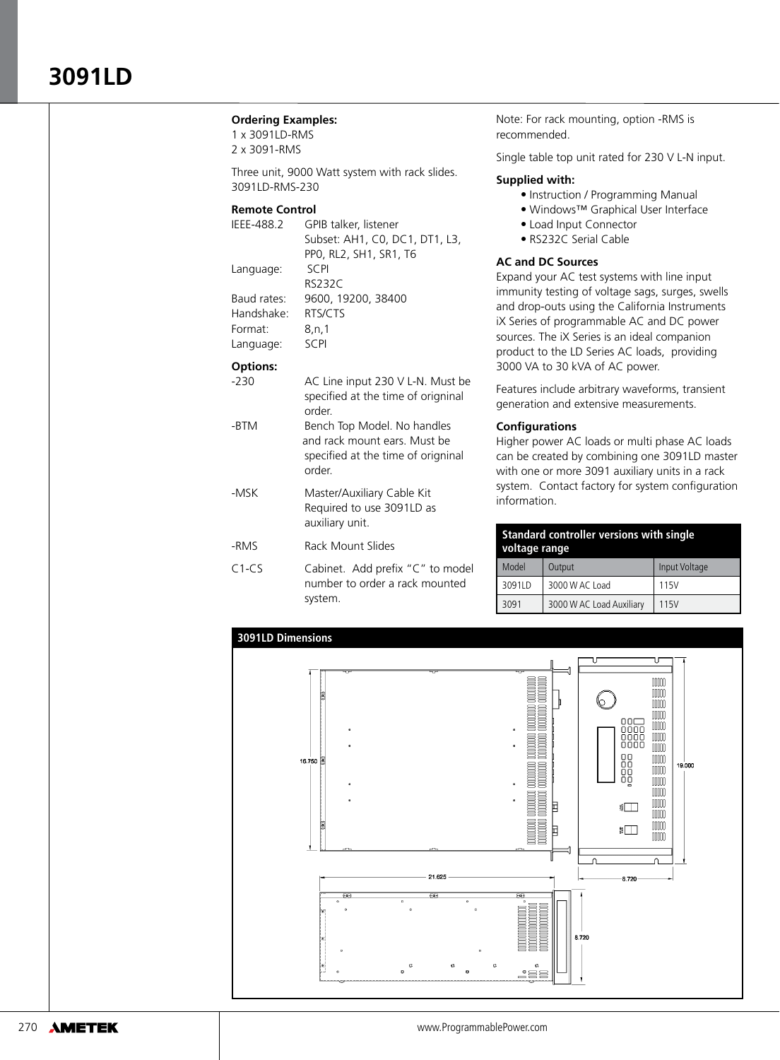# 3091LD

**Ordering Examples:**
1 x 3091LD-RMS
2 x 3091-RMS

Three unit, 9000 Watt system with rack slides.
3091LD-RMS-230

**Remote Control**

| | |
|---|---|
| IEEE-488.2 | GPIB talker, listener<br>Subset: AH1, C0, DC1, DT1, L3, PP0, RL2, SH1, SR1, T6 |
| Language: | SCPI |
| | RS232C |
| Baud rates: | 9600, 19200, 38400 |
| Handshake: | RTS/CTS |
| Format: | 8,n,1 |
| Language: | SCPI |

**Options:**

| | |
|---|---|
| -230 | AC Line input 230 V L-N. Must be specified at the time of orig­inal order. |
| -BTM | Bench Top Model. No handles and rack mount ears. Must be specified at the time of origi­nal order. |
| -MSK | Master/Auxiliary Cable Kit Required to use 3091LD as auxiliary unit. |
| -RMS | Rack Mount Slides |
| C1-CS | Cabinet. Add prefix "C" to model number to order a rack mounted system. |

Note: For rack mounting, option -RMS is recommended.

Single table top unit rated for 230 V L-N input.

**Supplied with:**

- Instruction / Programming Manual
- Windows™ Graphical User Interface
- Load Input Connector
- RS232C Serial Cable

**AC and DC Sources**

Expand your AC test systems with line input immunity testing of voltage sags, surges, swells and drop-outs using the California Instruments iX Series of programmable AC and DC power sources. The iX Series is an ideal companion product to the LD Series AC loads, providing 3000 VA to 30 kVA of AC power.

Features include arbitrary waveforms, transient generation and extensive measurements.

**Configurations**

Higher power AC loads or multi phase AC loads can be created by combining one 3091LD master with one or more 3091 auxiliary units in a rack system. Contact factory for system configuration information.

**Standard controller versions with single voltage range**

| Model | Output | Input Voltage |
|---|---|---|
| 3091LD | 3000 W AC Load | 115V |
| 3091 | 3000 W AC Load Auxiliary | 115V |

**3091LD Dimensions**

16.750

19.000

21.625

8.720

8.720